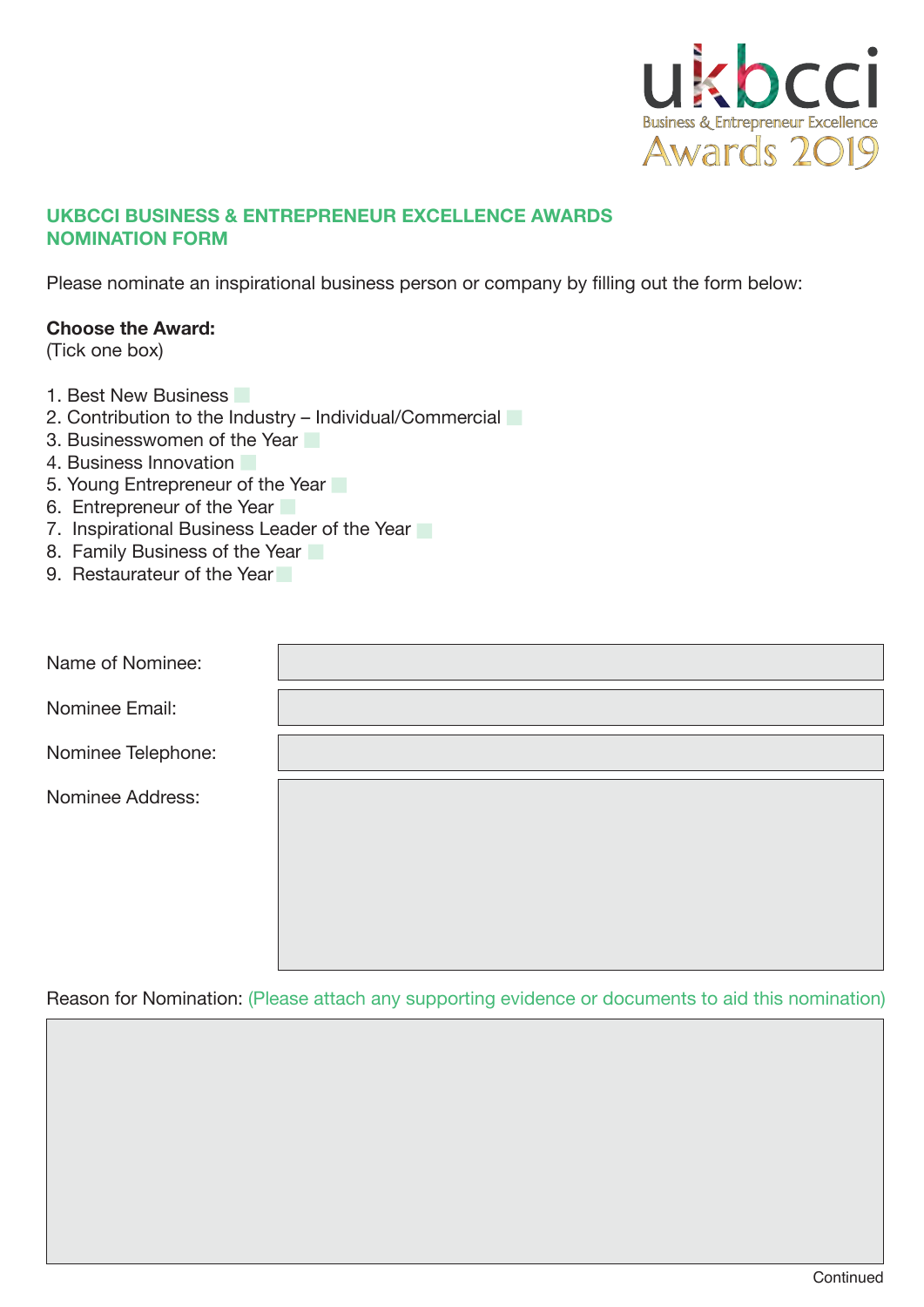ukbcci
Business & Entrepreneur Excellence
Awards 2019

## UKBCCI BUSINESS & ENTREPRENEUR EXCELLENCE AWARDS NOMINATION FORM

Please nominate an inspirational business person or company by filling out the form below:

**Choose the Award:**
(Tick one box)

1. Best New Business ☐
2. Contribution to the Industry – Individual/Commercial ☐
3. Businesswomen of the Year ☐
4. Business Innovation ☐
5. Young Entrepreneur of the Year ☐
6. Entrepreneur of the Year ☐
7. Inspirational Business Leader of the Year ☐
8. Family Business of the Year ☐
9. Restaurateur of the Year ☐

Name of Nominee:

Nominee Email:

Nominee Telephone:

Nominee Address:

Reason for Nomination: (Please attach any supporting evidence or documents to aid this nomination)

Continued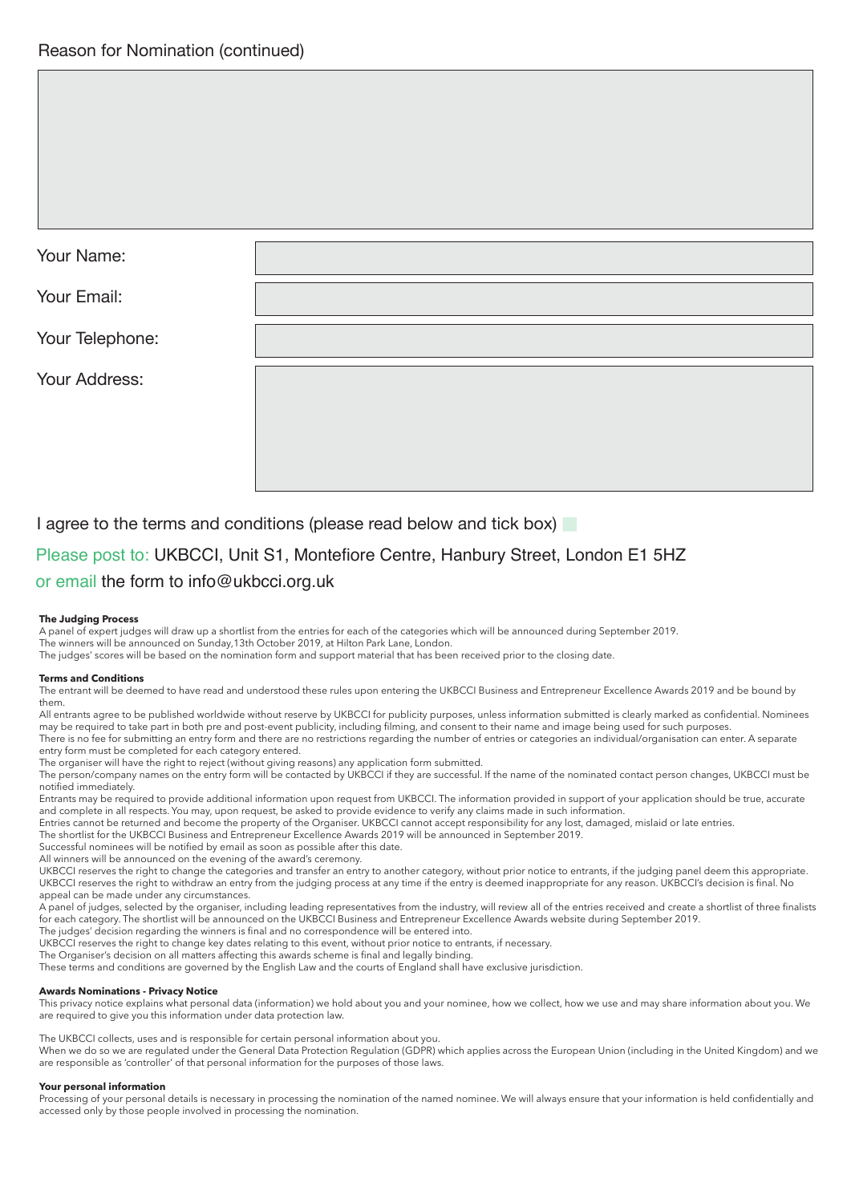## Reason for Nomination (continued)

Your Name:

Your Email:

Your Telephone:

Your Address:

I agree to the terms and conditions (please read below and tick box)

Please post to: UKBCCI, Unit S1, Montefiore Centre, Hanbury Street, London E1 5HZ

or email the form to info@ukbcci.org.uk

**The Judging Process**

A panel of expert judges will draw up a shortlist from the entries for each of the categories which will be announced during September 2019.
The winners will be announced on Sunday,13th October 2019, at Hilton Park Lane, London.
The judges' scores will be based on the nomination form and support material that has been received prior to the closing date.

**Terms and Conditions**

The entrant will be deemed to have read and understood these rules upon entering the UKBCCI Business and Entrepreneur Excellence Awards 2019 and be bound by them.
All entrants agree to be published worldwide without reserve by UKBCCI for publicity purposes, unless information submitted is clearly marked as confidential. Nominees may be required to take part in both pre and post-event publicity, including filming, and consent to their name and image being used for such purposes.
There is no fee for submitting an entry form and there are no restrictions regarding the number of entries or categories an individual/organisation can enter. A separate entry form must be completed for each category entered.
The organiser will have the right to reject (without giving reasons) any application form submitted.
The person/company names on the entry form will be contacted by UKBCCI if they are successful. If the name of the nominated contact person changes, UKBCCI must be notified immediately.
Entrants may be required to provide additional information upon request from UKBCCI. The information provided in support of your application should be true, accurate and complete in all respects. You may, upon request, be asked to provide evidence to verify any claims made in such information.
Entries cannot be returned and become the property of the Organiser. UKBCCI cannot accept responsibility for any lost, damaged, mislaid or late entries.
The shortlist for the UKBCCI Business and Entrepreneur Excellence Awards 2019 will be announced in September 2019.
Successful nominees will be notified by email as soon as possible after this date.
All winners will be announced on the evening of the award's ceremony.
UKBCCI reserves the right to change the categories and transfer an entry to another category, without prior notice to entrants, if the judging panel deem this appropriate.
UKBCCI reserves the right to withdraw an entry from the judging process at any time if the entry is deemed inappropriate for any reason. UKBCCI's decision is final. No appeal can be made under any circumstances.
A panel of judges, selected by the organiser, including leading representatives from the industry, will review all of the entries received and create a shortlist of three finalists for each category. The shortlist will be announced on the UKBCCI Business and Entrepreneur Excellence Awards website during September 2019.
The judges' decision regarding the winners is final and no correspondence will be entered into.
UKBCCI reserves the right to change key dates relating to this event, without prior notice to entrants, if necessary.
The Organiser's decision on all matters affecting this awards scheme is final and legally binding.
These terms and conditions are governed by the English Law and the courts of England shall have exclusive jurisdiction.

**Awards Nominations - Privacy Notice**

This privacy notice explains what personal data (information) we hold about you and your nominee, how we collect, how we use and may share information about you. We are required to give you this information under data protection law.

The UKBCCI collects, uses and is responsible for certain personal information about you.
When we do so we are regulated under the General Data Protection Regulation (GDPR) which applies across the European Union (including in the United Kingdom) and we are responsible as 'controller' of that personal information for the purposes of those laws.

**Your personal information**

Processing of your personal details is necessary in processing the nomination of the named nominee. We will always ensure that your information is held confidentially and accessed only by those people involved in processing the nomination.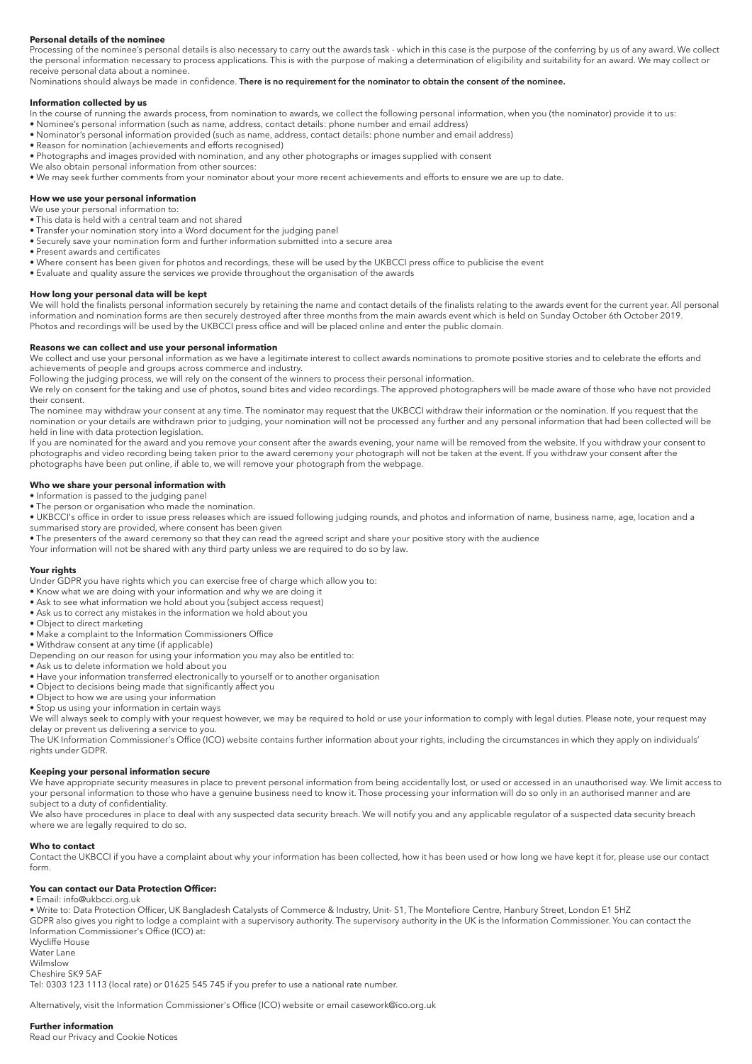**Personal details of the nominee**

Processing of the nominee's personal details is also necessary to carry out the awards task - which in this case is the purpose of the conferring by us of any award. We collect the personal information necessary to process applications. This is with the purpose of making a determination of eligibility and suitability for an award. We may collect or receive personal data about a nominee.

Nominations should always be made in confidence. **There is no requirement for the nominator to obtain the consent of the nominee.**

**Information collected by us**

In the course of running the awards process, from nomination to awards, we collect the following personal information, when you (the nominator) provide it to us:

- Nominee's personal information (such as name, address, contact details: phone number and email address)
- Nominator's personal information provided (such as name, address, contact details: phone number and email address)
- Reason for nomination (achievements and efforts recognised)
- Photographs and images provided with nomination, and any other photographs or images supplied with consent

We also obtain personal information from other sources:

- We may seek further comments from your nominator about your more recent achievements and efforts to ensure we are up to date.

**How we use your personal information**

We use your personal information to:

- This data is held with a central team and not shared
- Transfer your nomination story into a Word document for the judging panel
- Securely save your nomination form and further information submitted into a secure area
- Present awards and certificates
- Where consent has been given for photos and recordings, these will be used by the UKBCCI press office to publicise the event
- Evaluate and quality assure the services we provide throughout the organisation of the awards

**How long your personal data will be kept**

We will hold the finalists personal information securely by retaining the name and contact details of the finalists relating to the awards event for the current year. All personal information and nomination forms are then securely destroyed after three months from the main awards event which is held on Sunday October 6th October 2019.
Photos and recordings will be used by the UKBCCI press office and will be placed online and enter the public domain.

**Reasons we can collect and use your personal information**

We collect and use your personal information as we have a legitimate interest to collect awards nominations to promote positive stories and to celebrate the efforts and achievements of people and groups across commerce and industry.

Following the judging process, we will rely on the consent of the winners to process their personal information.

We rely on consent for the taking and use of photos, sound bites and video recordings. The approved photographers will be made aware of those who have not provided their consent.

The nominee may withdraw your consent at any time. The nominator may request that the UKBCCI withdraw their information or the nomination. If you request that the nomination or your details are withdrawn prior to judging, your nomination will not be processed any further and any personal information that had been collected will be held in line with data protection legislation.

If you are nominated for the award and you remove your consent after the awards evening, your name will be removed from the website. If you withdraw your consent to photographs and video recording being taken prior to the award ceremony your photograph will not be taken at the event. If you withdraw your consent after the photographs have been put online, if able to, we will remove your photograph from the webpage.

**Who we share your personal information with**

- Information is passed to the judging panel
- The person or organisation who made the nomination.
- UKBCCI's office in order to issue press releases which are issued following judging rounds, and photos and information of name, business name, age, location and a summarised story are provided, where consent has been given
- The presenters of the award ceremony so that they can read the agreed script and share your positive story with the audience

Your information will not be shared with any third party unless we are required to do so by law.

**Your rights**

Under GDPR you have rights which you can exercise free of charge which allow you to:

- Know what we are doing with your information and why we are doing it
- Ask to see what information we hold about you (subject access request)
- Ask us to correct any mistakes in the information we hold about you
- Object to direct marketing
- Make a complaint to the Information Commissioners Office
- Withdraw consent at any time (if applicable)

Depending on our reason for using your information you may also be entitled to:

- Ask us to delete information we hold about you
- Have your information transferred electronically to yourself or to another organisation
- Object to decisions being made that significantly affect you
- Object to how we are using your information
- Stop us using your information in certain ways

We will always seek to comply with your request however, we may be required to hold or use your information to comply with legal duties. Please note, your request may delay or prevent us delivering a service to you.

The UK Information Commissioner's Office (ICO) website contains further information about your rights, including the circumstances in which they apply on individuals' rights under GDPR.

**Keeping your personal information secure**

We have appropriate security measures in place to prevent personal information from being accidentally lost, or used or accessed in an unauthorised way. We limit access to your personal information to those who have a genuine business need to know it. Those processing your information will do so only in an authorised manner and are subject to a duty of confidentiality.

We also have procedures in place to deal with any suspected data security breach. We will notify you and any applicable regulator of a suspected data security breach where we are legally required to do so.

**Who to contact**

Contact the UKBCCI if you have a complaint about why your information has been collected, how it has been used or how long we have kept it for, please use our contact form.

**You can contact our Data Protection Officer:**

- Email: info@ukbcci.org.uk
- Write to: Data Protection Officer, UK Bangladesh Catalysts of Commerce & Industry, Unit- S1, The Montefiore Centre, Hanbury Street, London E1 5HZ

GDPR also gives you right to lodge a complaint with a supervisory authority. The supervisory authority in the UK is the Information Commissioner. You can contact the Information Commissioner's Office (ICO) at:

Wycliffe House
Water Lane
Wilmslow
Cheshire SK9 5AF
Tel: 0303 123 1113 (local rate) or 01625 545 745 if you prefer to use a national rate number.

Alternatively, visit the Information Commissioner's Office (ICO) website or email casework@ico.org.uk

**Further information**

Read our Privacy and Cookie Notices